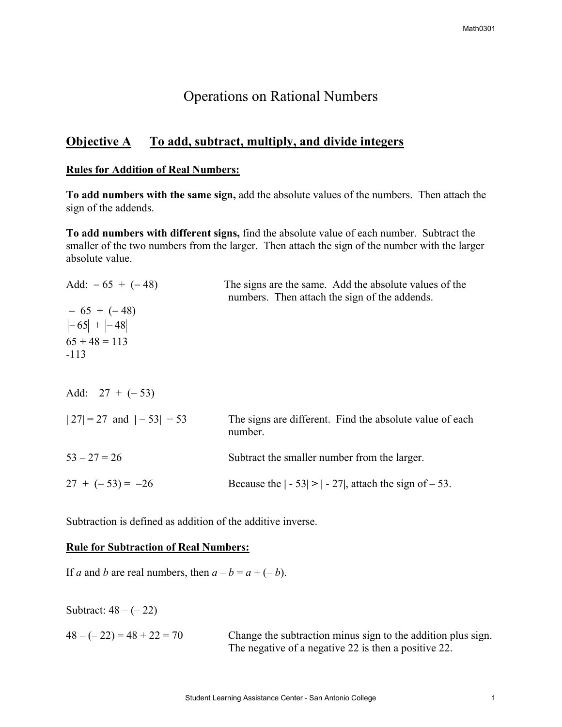# Operations on Rational Numbers

## Objective A To add, subtract, multiply, and divide integers

**Rules for Addition of Real Numbers:**

**To add numbers with the same sign,** add the absolute values of the numbers. Then attach the sign of the addends.

**To add numbers with different signs,** find the absolute value of each number. Subtract the smaller of the two numbers from the larger. Then attach the sign of the number with the larger absolute value.

Add: $-65 + (-48)$ — The signs are the same. Add the absolute values of the numbers. Then attach the sign of the addends.

$-65 + (-48)$

$|-65| + |-48|$

$65 + 48 = 113$

$-113$

Add: $27 + (-53)$

$|27| = 27$ and $|-53| = 53$ — The signs are different. Find the absolute value of each number.

$53 - 27 = 26$ — Subtract the smaller number from the larger.

$27 + (-53) = -26$ — Because the $|-53| > |-27|$, attach the sign of $-53$.

Subtraction is defined as addition of the additive inverse.

**Rule for Subtraction of Real Numbers:**

If $a$ and $b$ are real numbers, then $a - b = a + (-b)$.

Subtract: $48 - (-22)$

$48 - (-22) = 48 + 22 = 70$ — Change the subtraction minus sign to the addition plus sign. The negative of a negative 22 is then a positive 22.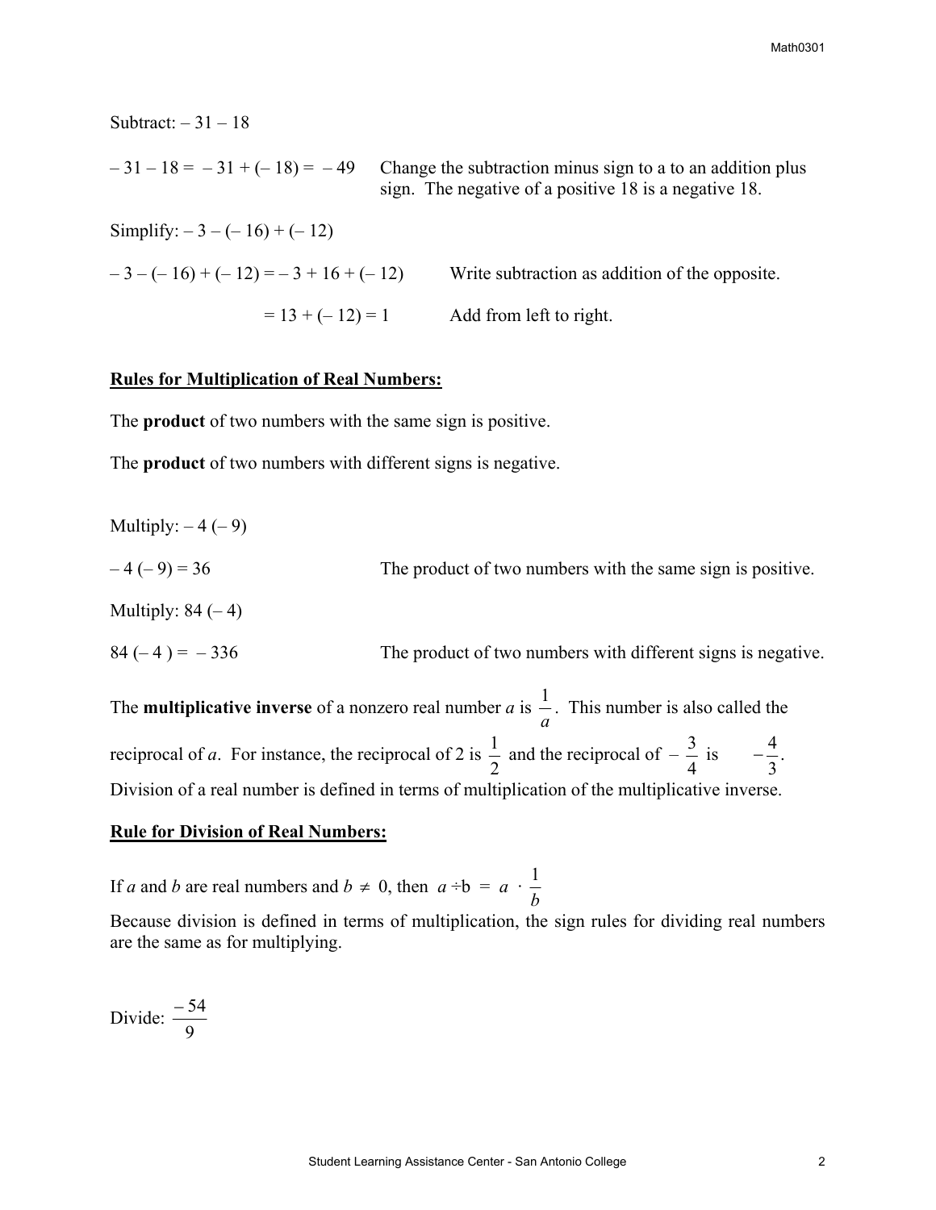Subtract: $-31 - 18$

$-31 - 18 = -31 + (-18) = -49$ Change the subtraction minus sign to a to an addition plus sign. The negative of a positive 18 is a negative 18.

Simplify: $-3 - (-16) + (-12)$

$-3 - (-16) + (-12) = -3 + 16 + (-12)$ Write subtraction as addition of the opposite.

$= 13 + (-12) = 1$ Add from left to right.

**Rules for Multiplication of Real Numbers:**

The **product** of two numbers with the same sign is positive.

The **product** of two numbers with different signs is negative.

Multiply: $-4(-9)$

$-4(-9) = 36$ The product of two numbers with the same sign is positive.

Multiply: $84(-4)$

$84(-4) = -336$ The product of two numbers with different signs is negative.

The **multiplicative inverse** of a nonzero real number $a$ is $\frac{1}{a}$. This number is also called the reciprocal of $a$. For instance, the reciprocal of 2 is $\frac{1}{2}$ and the reciprocal of $-\frac{3}{4}$ is $-\frac{4}{3}$. Division of a real number is defined in terms of multiplication of the multiplicative inverse.

**Rule for Division of Real Numbers:**

If $a$ and $b$ are real numbers and $b \neq 0$, then $a \div b = a \cdot \frac{1}{b}$

Because division is defined in terms of multiplication, the sign rules for dividing real numbers are the same as for multiplying.

Divide: $\frac{-54}{9}$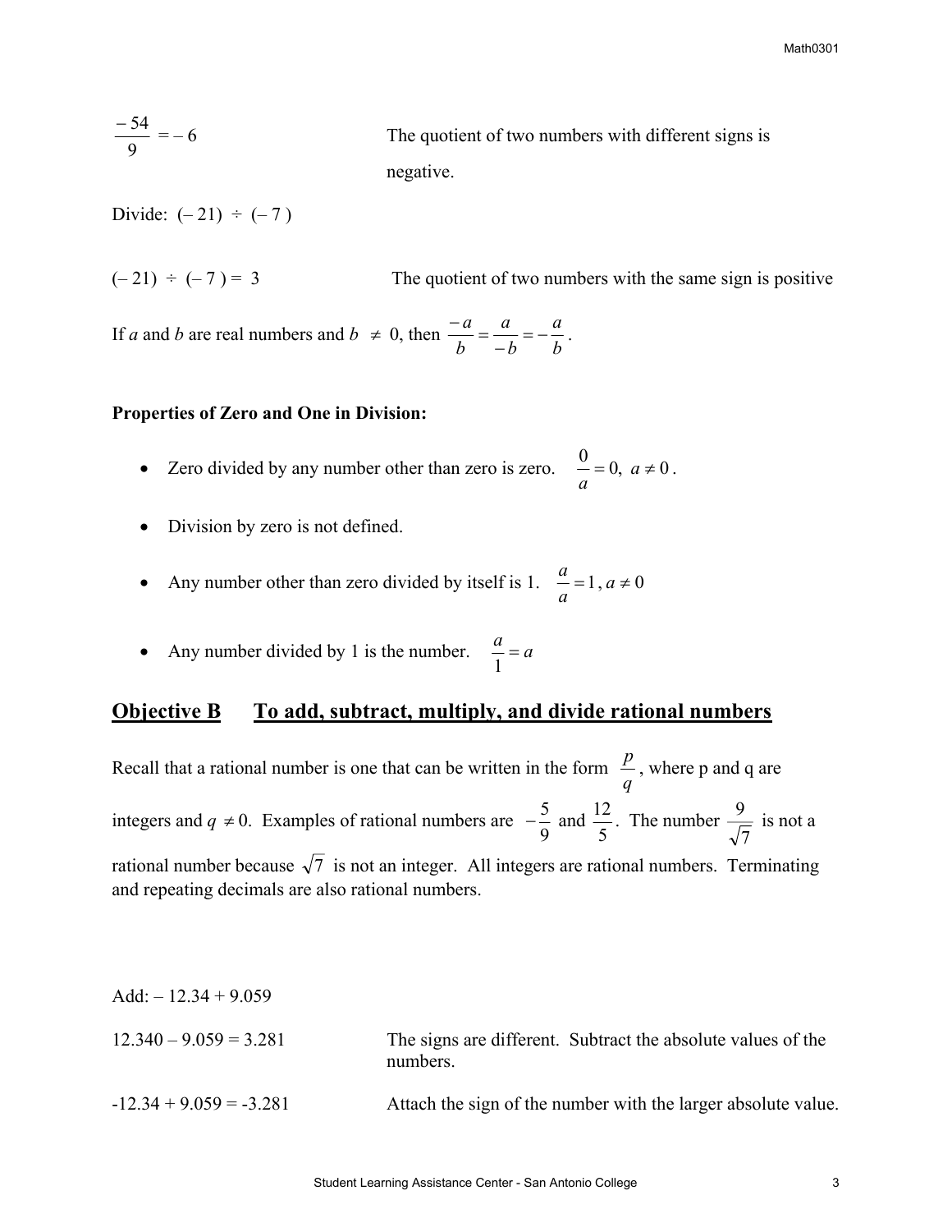$\frac{-54}{9} = -6$ The quotient of two numbers with different signs is negative.

Divide: $(-21) \div (-7)$

$(-21) \div (-7) = 3$ The quotient of two numbers with the same sign is positive

If $a$ and $b$ are real numbers and $b \neq 0$, then $\frac{-a}{b} = \frac{a}{-b} = -\frac{a}{b}$.

**Properties of Zero and One in Division:**

- Zero divided by any number other than zero is zero. $\frac{0}{a} = 0,\ a \neq 0$.
- Division by zero is not defined.
- Any number other than zero divided by itself is 1. $\frac{a}{a} = 1,\ a \neq 0$
- Any number divided by 1 is the number. $\frac{a}{1} = a$

## Objective B To add, subtract, multiply, and divide rational numbers

Recall that a rational number is one that can be written in the form $\frac{p}{q}$, where p and q are integers and $q \neq 0$. Examples of rational numbers are $-\frac{5}{9}$ and $\frac{12}{5}$. The number $\frac{9}{\sqrt{7}}$ is not a rational number because $\sqrt{7}$ is not an integer. All integers are rational numbers. Terminating and repeating decimals are also rational numbers.

Add: $-12.34 + 9.059$

$12.340 - 9.059 = 3.281$ The signs are different. Subtract the absolute values of the numbers.

$-12.34 + 9.059 = -3.281$ Attach the sign of the number with the larger absolute value.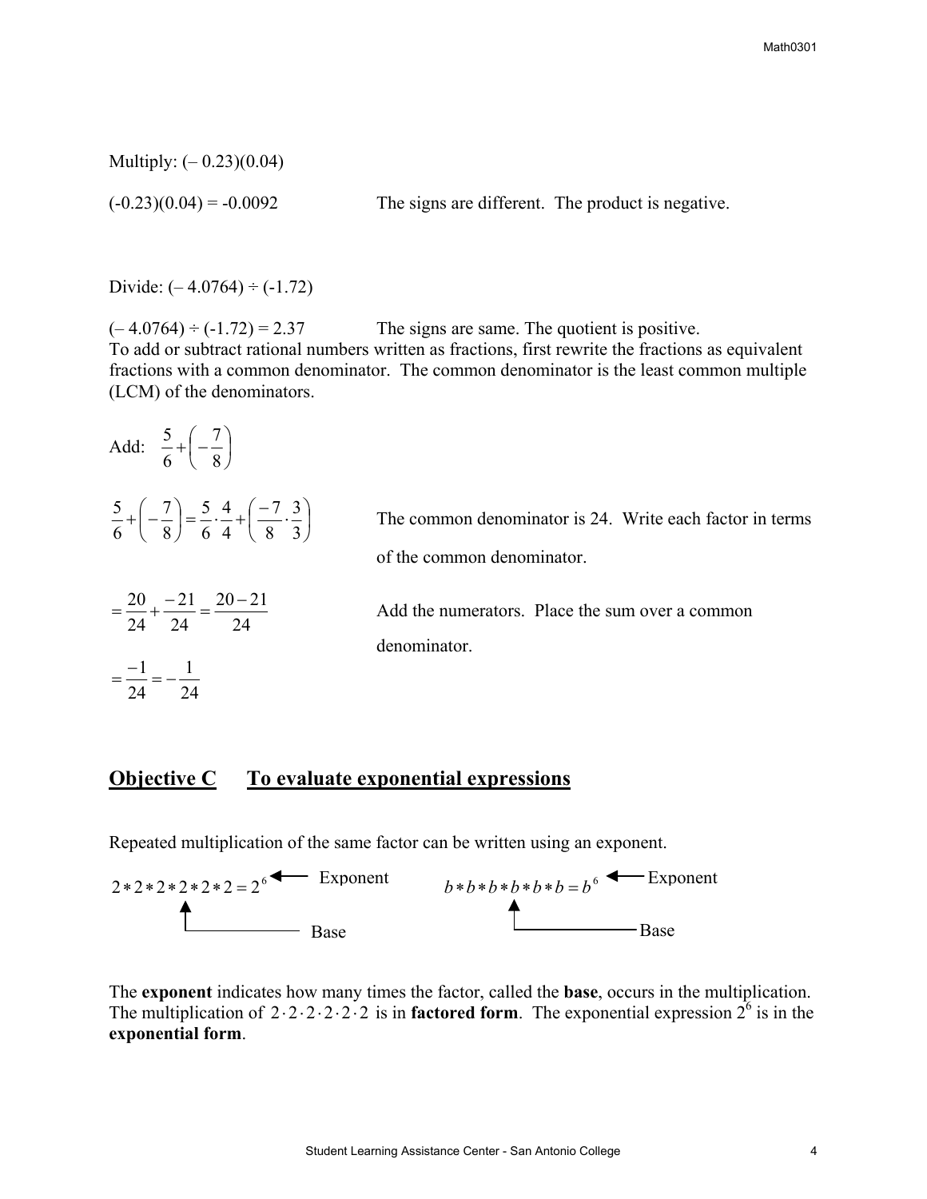Multiply: (– 0.23)(0.04)

(-0.23)(0.04) = -0.0092 The signs are different. The product is negative.

Divide: (– 4.0764) ÷ (-1.72)

(– 4.0764) ÷ (-1.72) = 2.37 The signs are same. The quotient is positive.

To add or subtract rational numbers written as fractions, first rewrite the fractions as equivalent fractions with a common denominator. The common denominator is the least common multiple (LCM) of the denominators.

Add: $\frac{5}{6}+\left(-\frac{7}{8}\right)$

$\frac{5}{6}+\left(-\frac{7}{8}\right)=\frac{5}{6}\cdot\frac{4}{4}+\left(\frac{-7}{8}\cdot\frac{3}{3}\right)$ The common denominator is 24. Write each factor in terms of the common denominator.

$=\frac{20}{24}+\frac{-21}{24}=\frac{20-21}{24}$ Add the numerators. Place the sum over a common denominator.

$=\frac{-1}{24}=-\frac{1}{24}$

## Objective C To evaluate exponential expressions

Repeated multiplication of the same factor can be written using an exponent.

$2*2*2*2*2*2=2^6$ ← Exponent (the 2 is the Base)

$b*b*b*b*b*b=b^6$ ← Exponent (the b is the Base)

The **exponent** indicates how many times the factor, called the **base**, occurs in the multiplication. The multiplication of $2\cdot2\cdot2\cdot2\cdot2\cdot2$ is in **factored form**. The exponential expression $2^6$ is in the **exponential form**.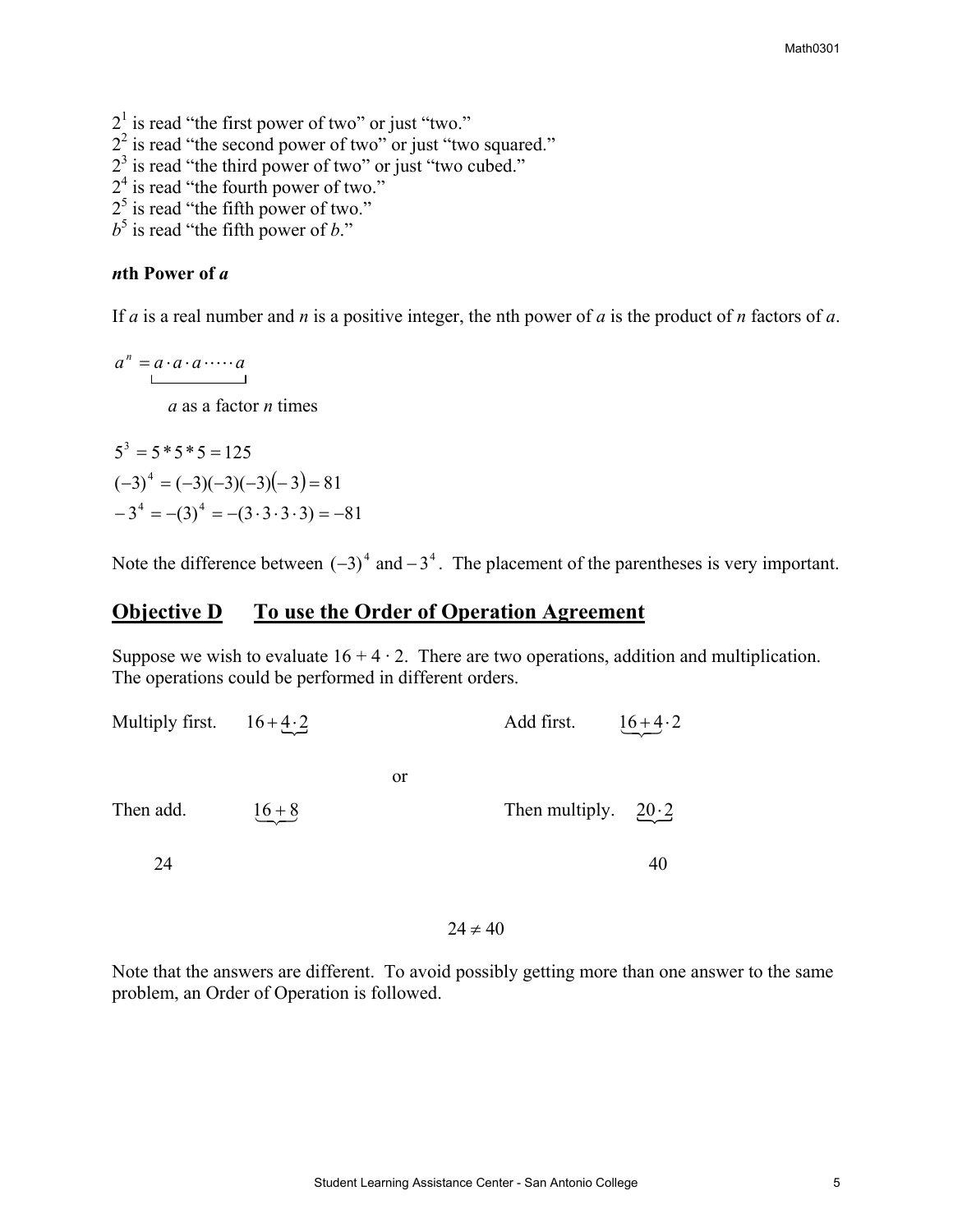$2^1$ is read "the first power of two" or just "two."
$2^2$ is read "the second power of two" or just "two squared."
$2^3$ is read "the third power of two" or just "two cubed."
$2^4$ is read "the fourth power of two."
$2^5$ is read "the fifth power of two."
$b^5$ is read "the fifth power of *b*."

***n*th Power of *a***

If *a* is a real number and *n* is a positive integer, the nth power of *a* is the product of *n* factors of *a*.

$$a^n = \underbrace{a \cdot a \cdot a \cdot \cdots \cdot a}_{a \text{ as a factor } n \text{ times}}$$

$$5^3 = 5 * 5 * 5 = 125$$

$$(-3)^4 = (-3)(-3)(-3)(-3) = 81$$

$$-3^4 = -(3)^4 = -(3 \cdot 3 \cdot 3 \cdot 3) = -81$$

Note the difference between $(-3)^4$ and $-3^4$. The placement of the parentheses is very important.

## Objective D To use the Order of Operation Agreement

Suppose we wish to evaluate 16 + 4 · 2. There are two operations, addition and multiplication. The operations could be performed in different orders.

Multiply first. $16 + \underbrace{4 \cdot 2}$

Then add. $\underbrace{16 + 8}$

24

or

Add first. $\underbrace{16 + 4} \cdot 2$

Then multiply. $\underbrace{20 \cdot 2}$

40

$$24 \neq 40$$

Note that the answers are different. To avoid possibly getting more than one answer to the same problem, an Order of Operation is followed.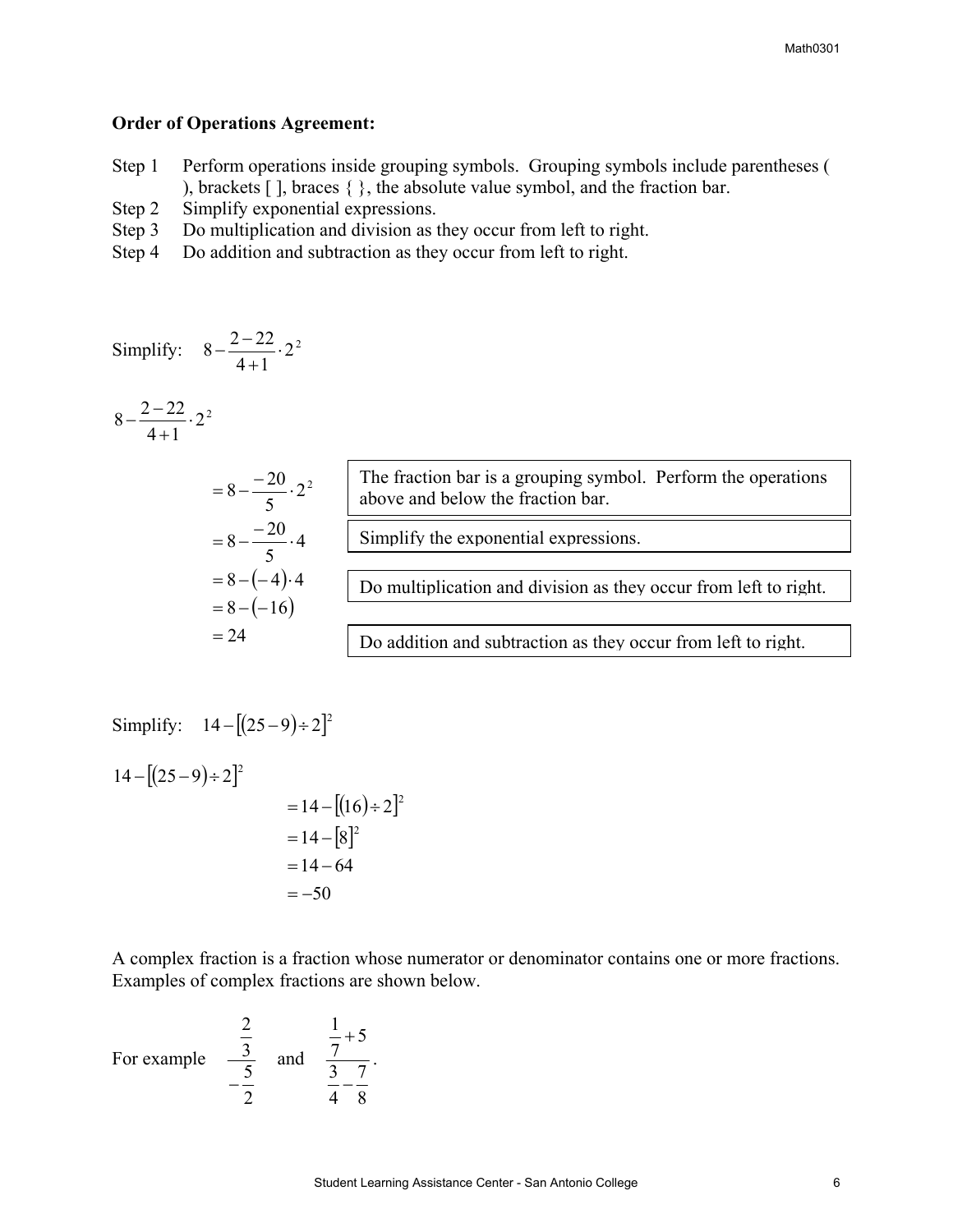**Order of Operations Agreement:**

Step 1 Perform operations inside grouping symbols. Grouping symbols include parentheses ( ), brackets [ ], braces { }, the absolute value symbol, and the fraction bar.

Step 2 Simplify exponential expressions.

Step 3 Do multiplication and division as they occur from left to right.

Step 4 Do addition and subtraction as they occur from left to right.

Simplify: $8 - \frac{2-22}{4+1} \cdot 2^2$

$8 - \frac{2-22}{4+1} \cdot 2^2$

$= 8 - \frac{-20}{5} \cdot 2^2$ The fraction bar is a grouping symbol. Perform the operations above and below the fraction bar.

$= 8 - \frac{-20}{5} \cdot 4$ Simplify the exponential expressions.

$= 8 - (-4) \cdot 4$ Do multiplication and division as they occur from left to right.

$= 8 - (-16)$

$= 24$ Do addition and subtraction as they occur from left to right.

Simplify: $14 - [(25-9) \div 2]^2$

$14 - [(25-9) \div 2]^2$

$= 14 - [(16) \div 2]^2$

$= 14 - [8]^2$

$= 14 - 64$

$= -50$

A complex fraction is a fraction whose numerator or denominator contains one or more fractions. Examples of complex fractions are shown below.

For example $\dfrac{\frac{2}{3}}{-\frac{5}{2}}$ and $\dfrac{\frac{1}{7}+5}{\frac{3}{4}-\frac{7}{8}}$.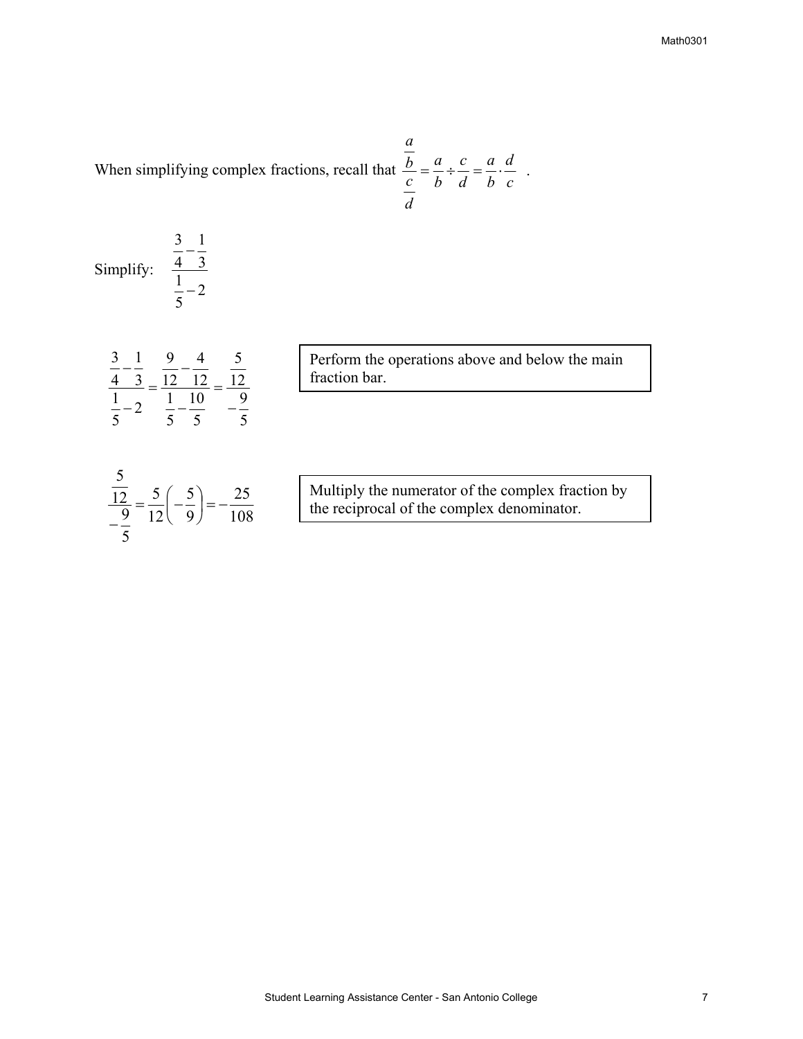When simplifying complex fractions, recall that $\dfrac{\frac{a}{b}}{\frac{c}{d}} = \dfrac{a}{b} \div \dfrac{c}{d} = \dfrac{a}{b} \cdot \dfrac{d}{c}$ .

Simplify: $\dfrac{\frac{3}{4} - \frac{1}{3}}{\frac{1}{5} - 2}$

$$\frac{\frac{3}{4} - \frac{1}{3}}{\frac{1}{5} - 2} = \frac{\frac{9}{12} - \frac{4}{12}}{\frac{1}{5} - \frac{10}{5}} = \frac{\frac{5}{12}}{-\frac{9}{5}}$$

Perform the operations above and below the main fraction bar.

$$\frac{\frac{5}{12}}{-\frac{9}{5}} = \frac{5}{12}\left(-\frac{5}{9}\right) = -\frac{25}{108}$$

Multiply the numerator of the complex fraction by the reciprocal of the complex denominator.